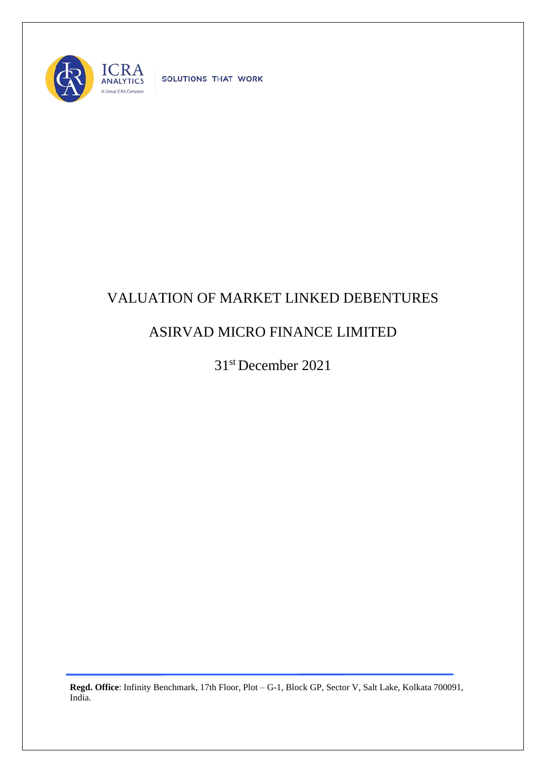ICRA ANALYTICS
A Group ICRA Company

SOLUTIONS THAT WORK

# VALUATION OF MARKET LINKED DEBENTURES

# ASIRVAD MICRO FINANCE LIMITED

31st December 2021

**Regd. Office**: Infinity Benchmark, 17th Floor, Plot – G-1, Block GP, Sector V, Salt Lake, Kolkata 700091, India.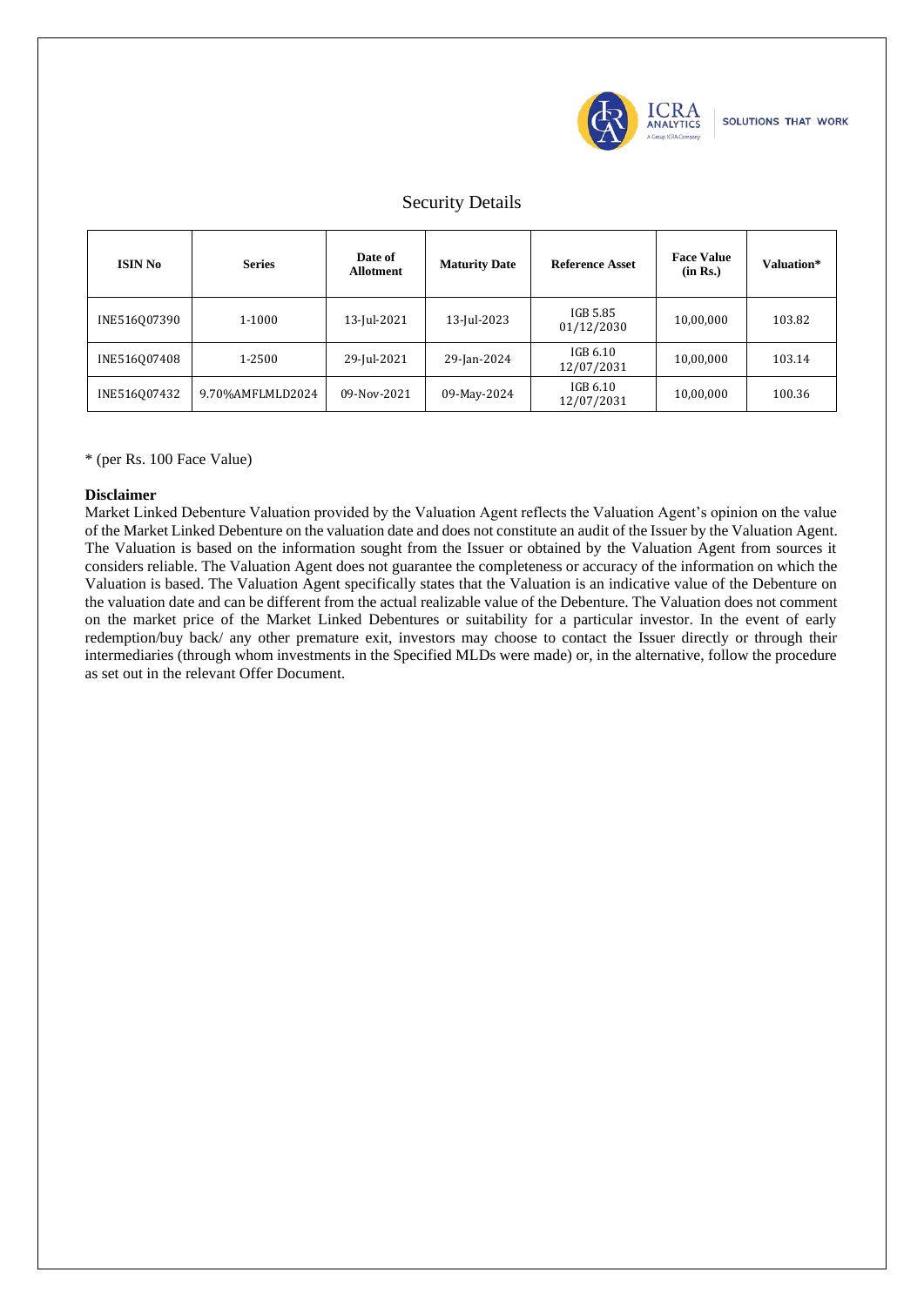## Security Details

| ISIN No | Series | Date of Allotment | Maturity Date | Reference Asset | Face Value (in Rs.) | Valuation* |
|---|---|---|---|---|---|---|
| INE516Q07390 | 1-1000 | 13-Jul-2021 | 13-Jul-2023 | IGB 5.85 01/12/2030 | 10,00,000 | 103.82 |
| INE516Q07408 | 1-2500 | 29-Jul-2021 | 29-Jan-2024 | IGB 6.10 12/07/2031 | 10,00,000 | 103.14 |
| INE516Q07432 | 9.70%AMFLMLD2024 | 09-Nov-2021 | 09-May-2024 | IGB 6.10 12/07/2031 | 10,00,000 | 100.36 |

* (per Rs. 100 Face Value)

**Disclaimer**

Market Linked Debenture Valuation provided by the Valuation Agent reflects the Valuation Agent's opinion on the value of the Market Linked Debenture on the valuation date and does not constitute an audit of the Issuer by the Valuation Agent. The Valuation is based on the information sought from the Issuer or obtained by the Valuation Agent from sources it considers reliable. The Valuation Agent does not guarantee the completeness or accuracy of the information on which the Valuation is based. The Valuation Agent specifically states that the Valuation is an indicative value of the Debenture on the valuation date and can be different from the actual realizable value of the Debenture. The Valuation does not comment on the market price of the Market Linked Debentures or suitability for a particular investor. In the event of early redemption/buy back/ any other premature exit, investors may choose to contact the Issuer directly or through their intermediaries (through whom investments in the Specified MLDs were made) or, in the alternative, follow the procedure as set out in the relevant Offer Document.